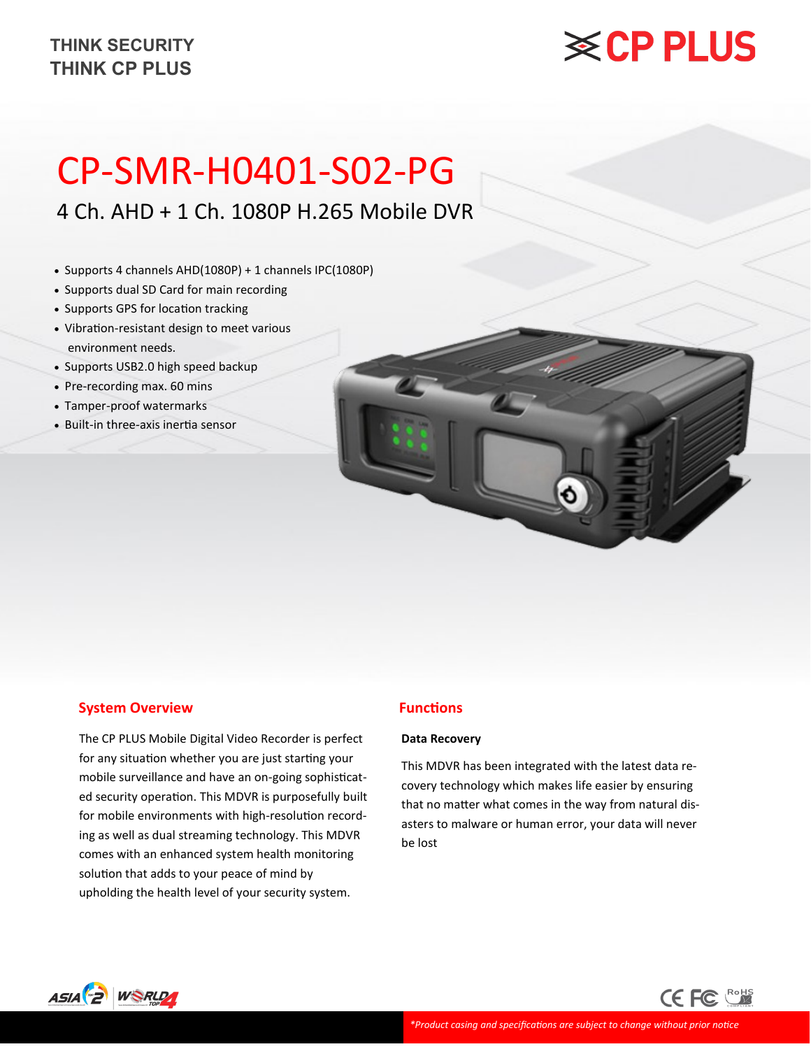THINK SECURITY
THINK CP PLUS

# CP-SMR-H0401-S02-PG

## 4 Ch. AHD + 1 Ch. 1080P H.265 Mobile DVR

- Supports 4 channels AHD(1080P) + 1 channels IPC(1080P)
- Supports dual SD Card for main recording
- Supports GPS for location tracking
- Vibration-resistant design to meet various environment needs.
- Supports USB2.0 high speed backup
- Pre-recording max. 60 mins
- Tamper-proof watermarks
- Built-in three-axis inertia sensor

## System Overview

The CP PLUS Mobile Digital Video Recorder is perfect for any situation whether you are just starting your mobile surveillance and have an on-going sophisticated security operation. This MDVR is purposefully built for mobile environments with high-resolution recording as well as dual streaming technology. This MDVR comes with an enhanced system health monitoring solution that adds to your peace of mind by upholding the health level of your security system.

## Functions

**Data Recovery**

This MDVR has been integrated with the latest data recovery technology which makes life easier by ensuring that no matter what comes in the way from natural disasters to malware or human error, your data will never be lost

*\*Product casing and specifications are subject to change without prior notice*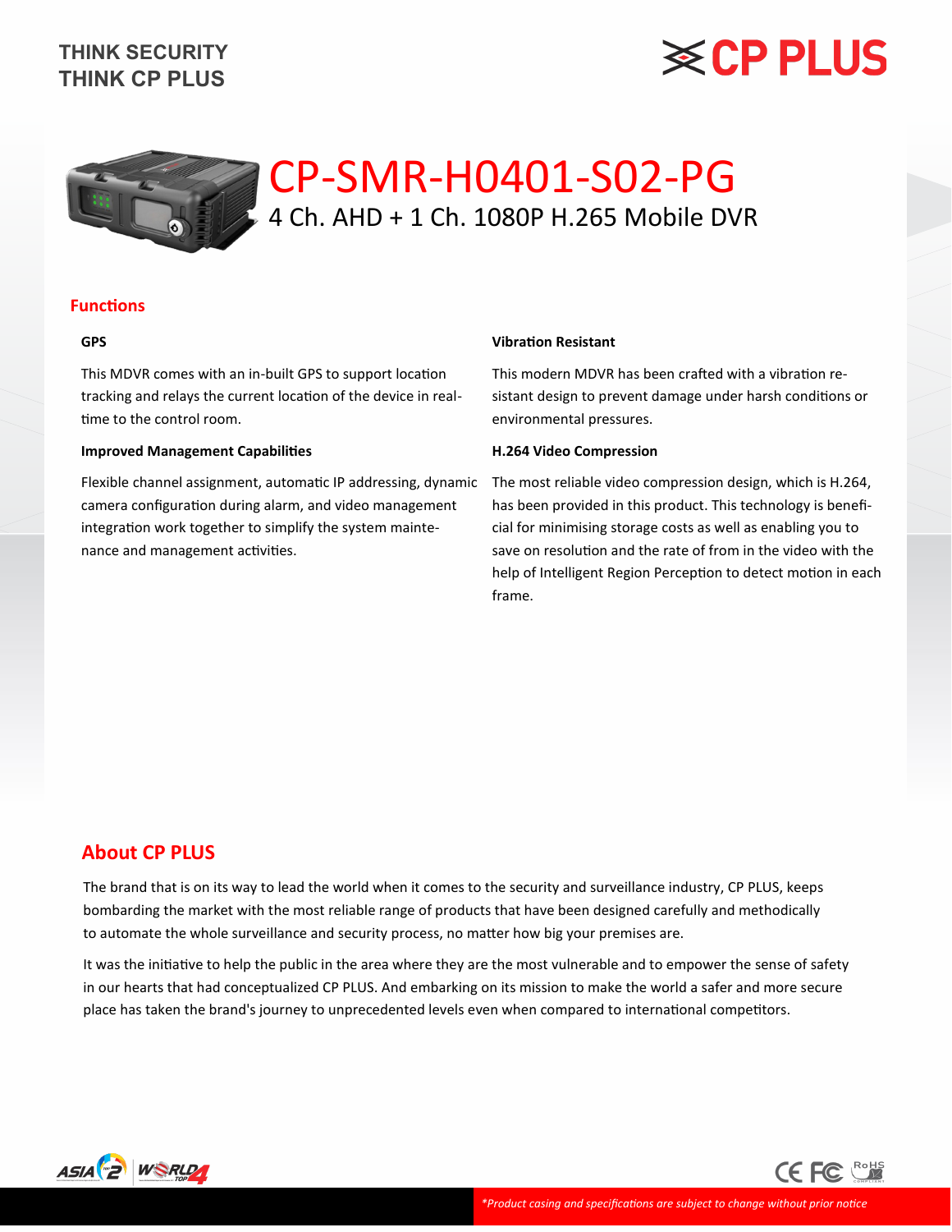# CP-SMR-H0401-S02-PG

4 Ch. AHD + 1 Ch. 1080P H.265 Mobile DVR

## Functions

### GPS

This MDVR comes with an in-built GPS to support location tracking and relays the current location of the device in real-time to the control room.

### Improved Management Capabilities

Flexible channel assignment, automatic IP addressing, dynamic camera configuration during alarm, and video management integration work together to simplify the system maintenance and management activities.

### Vibration Resistant

This modern MDVR has been crafted with a vibration resistant design to prevent damage under harsh conditions or environmental pressures.

### H.264 Video Compression

The most reliable video compression design, which is H.264, has been provided in this product. This technology is beneficial for minimising storage costs as well as enabling you to save on resolution and the rate of from in the video with the help of Intelligent Region Perception to detect motion in each frame.

## About CP PLUS

The brand that is on its way to lead the world when it comes to the security and surveillance industry, CP PLUS, keeps bombarding the market with the most reliable range of products that have been designed carefully and methodically to automate the whole surveillance and security process, no matter how big your premises are.

It was the initiative to help the public in the area where they are the most vulnerable and to empower the sense of safety in our hearts that had conceptualized CP PLUS. And embarking on its mission to make the world a safer and more secure place has taken the brand's journey to unprecedented levels even when compared to international competitors.

*\*Product casing and specifications are subject to change without prior notice*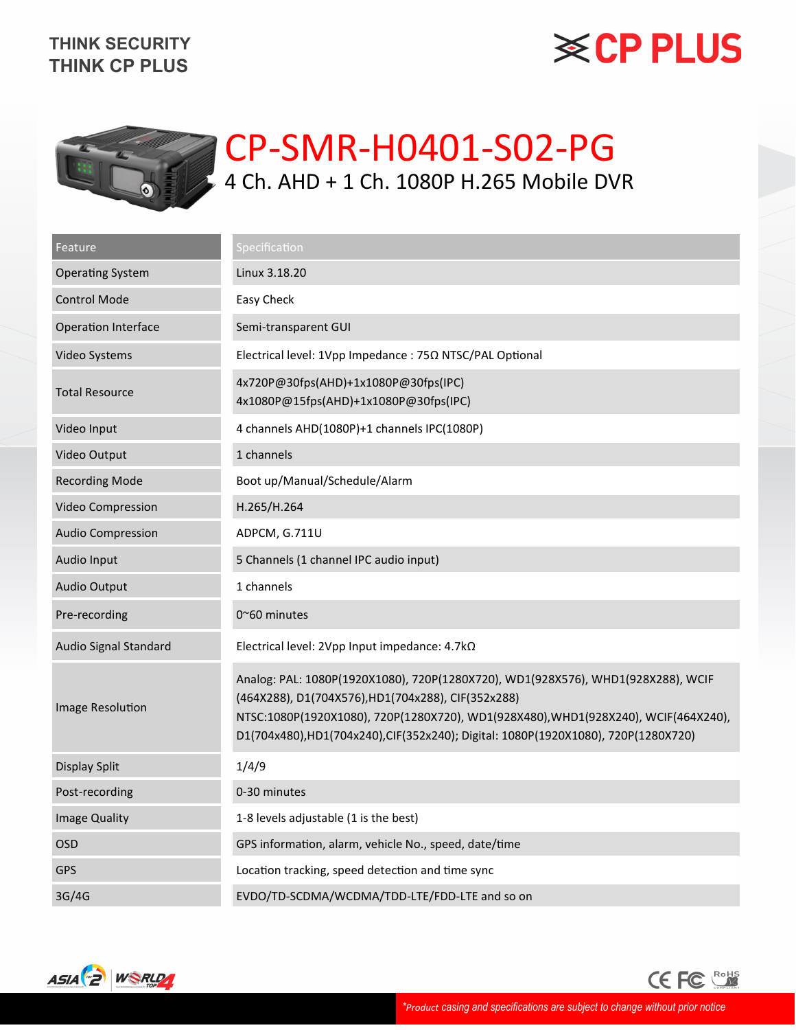# CP-SMR-H0401-S02-PG

## 4 Ch. AHD + 1 Ch. 1080P H.265 Mobile DVR

| Feature | Specification |
|---|---|
| Operating System | Linux 3.18.20 |
| Control Mode | Easy Check |
| Operation Interface | Semi-transparent GUI |
| Video Systems | Electrical level: 1Vpp Impedance : 75Ω NTSC/PAL Optional |
| Total Resource | 4x720P@30fps(AHD)+1x1080P@30fps(IPC)<br>4x1080P@15fps(AHD)+1x1080P@30fps(IPC) |
| Video Input | 4 channels AHD(1080P)+1 channels IPC(1080P) |
| Video Output | 1 channels |
| Recording Mode | Boot up/Manual/Schedule/Alarm |
| Video Compression | H.265/H.264 |
| Audio Compression | ADPCM, G.711U |
| Audio Input | 5 Channels (1 channel IPC audio input) |
| Audio Output | 1 channels |
| Pre-recording | 0~60 minutes |
| Audio Signal Standard | Electrical level: 2Vpp Input impedance: 4.7kΩ |
| Image Resolution | Analog: PAL: 1080P(1920X1080), 720P(1280X720), WD1(928X576), WHD1(928X288), WCIF (464X288), D1(704X576),HD1(704x288), CIF(352x288)<br>NTSC:1080P(1920X1080), 720P(1280X720), WD1(928X480),WHD1(928X240), WCIF(464X240), D1(704x480),HD1(704x240),CIF(352x240); Digital: 1080P(1920X1080), 720P(1280X720) |
| Display Split | 1/4/9 |
| Post-recording | 0-30 minutes |
| Image Quality | 1-8 levels adjustable (1 is the best) |
| OSD | GPS information, alarm, vehicle No., speed, date/time |
| GPS | Location tracking, speed detection and time sync |
| 3G/4G | EVDO/TD-SCDMA/WCDMA/TDD-LTE/FDD-LTE and so on |

*\*Product casing and specifications are subject to change without prior notice*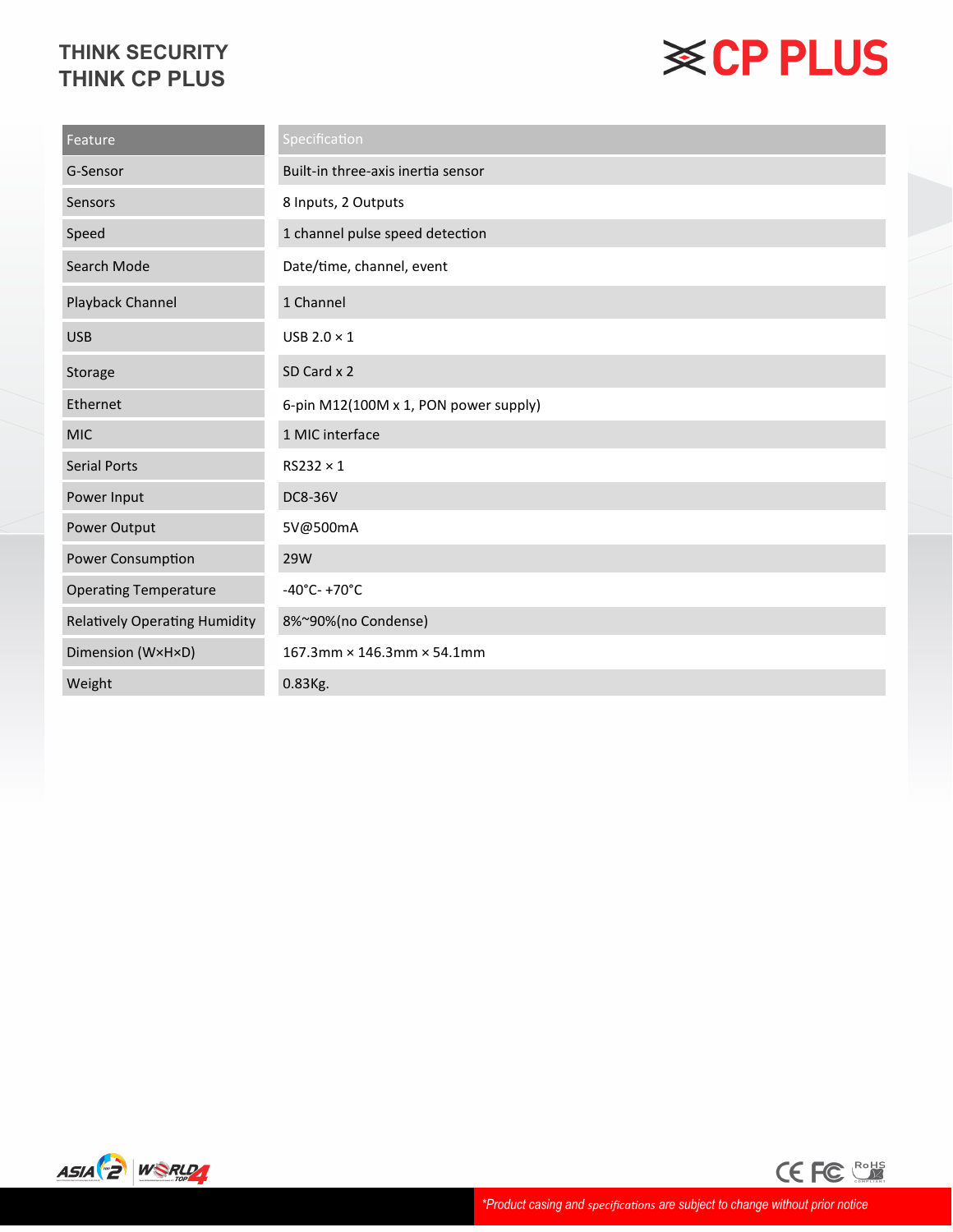THINK SECURITY
THINK CP PLUS

| Feature | Specification |
| --- | --- |
| G-Sensor | Built-in three-axis inertia sensor |
| Sensors | 8 Inputs, 2 Outputs |
| Speed | 1 channel pulse speed detection |
| Search Mode | Date/time, channel, event |
| Playback Channel | 1 Channel |
| USB | USB 2.0 × 1 |
| Storage | SD Card x 2 |
| Ethernet | 6-pin M12(100M x 1, PON power supply) |
| MIC | 1 MIC interface |
| Serial Ports | RS232 × 1 |
| Power Input | DC8-36V |
| Power Output | 5V@500mA |
| Power Consumption | 29W |
| Operating Temperature | -40°C- +70°C |
| Relatively Operating Humidity | 8%~90%(no Condense) |
| Dimension (W×H×D) | 167.3mm × 146.3mm × 54.1mm |
| Weight | 0.83Kg. |

*Product casing and specifications are subject to change without prior notice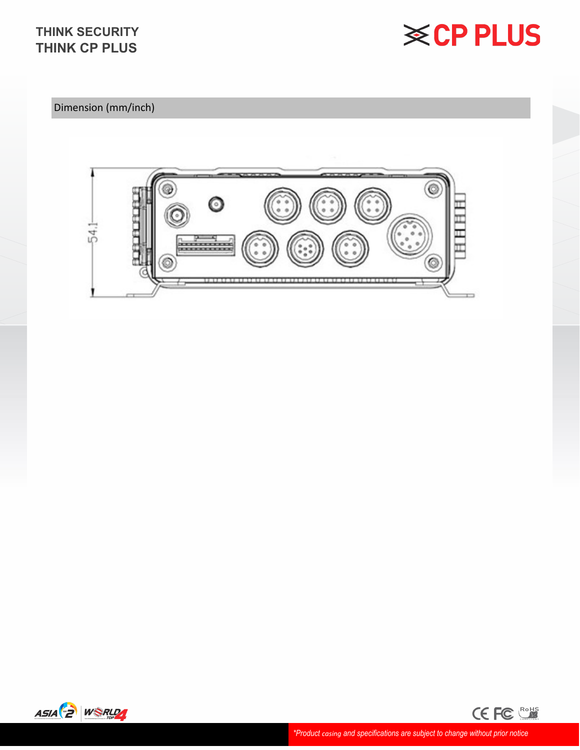Dimension (mm/inch)

54.1